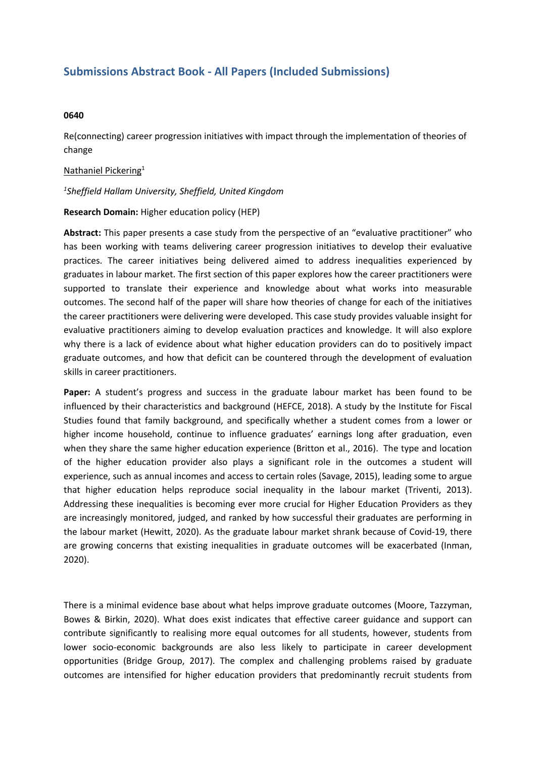# Submissions Abstract Book - All Papers (Included Submissions)

**0640**

Re(connecting) career progression initiatives with impact through the implementation of theories of change

Nathaniel Pickering[1]

*[1]Sheffield Hallam University, Sheffield, United Kingdom*

**Research Domain:** Higher education policy (HEP)

**Abstract:** This paper presents a case study from the perspective of an "evaluative practitioner" who has been working with teams delivering career progression initiatives to develop their evaluative practices. The career initiatives being delivered aimed to address inequalities experienced by graduates in labour market. The first section of this paper explores how the career practitioners were supported to translate their experience and knowledge about what works into measurable outcomes. The second half of the paper will share how theories of change for each of the initiatives the career practitioners were delivering were developed. This case study provides valuable insight for evaluative practitioners aiming to develop evaluation practices and knowledge. It will also explore why there is a lack of evidence about what higher education providers can do to positively impact graduate outcomes, and how that deficit can be countered through the development of evaluation skills in career practitioners.

**Paper:** A student's progress and success in the graduate labour market has been found to be influenced by their characteristics and background (HEFCE, 2018). A study by the Institute for Fiscal Studies found that family background, and specifically whether a student comes from a lower or higher income household, continue to influence graduates' earnings long after graduation, even when they share the same higher education experience (Britton et al., 2016). The type and location of the higher education provider also plays a significant role in the outcomes a student will experience, such as annual incomes and access to certain roles (Savage, 2015), leading some to argue that higher education helps reproduce social inequality in the labour market (Triventi, 2013). Addressing these inequalities is becoming ever more crucial for Higher Education Providers as they are increasingly monitored, judged, and ranked by how successful their graduates are performing in the labour market (Hewitt, 2020). As the graduate labour market shrank because of Covid-19, there are growing concerns that existing inequalities in graduate outcomes will be exacerbated (Inman, 2020).

There is a minimal evidence base about what helps improve graduate outcomes (Moore, Tazzyman, Bowes & Birkin, 2020). What does exist indicates that effective career guidance and support can contribute significantly to realising more equal outcomes for all students, however, students from lower socio-economic backgrounds are also less likely to participate in career development opportunities (Bridge Group, 2017). The complex and challenging problems raised by graduate outcomes are intensified for higher education providers that predominantly recruit students from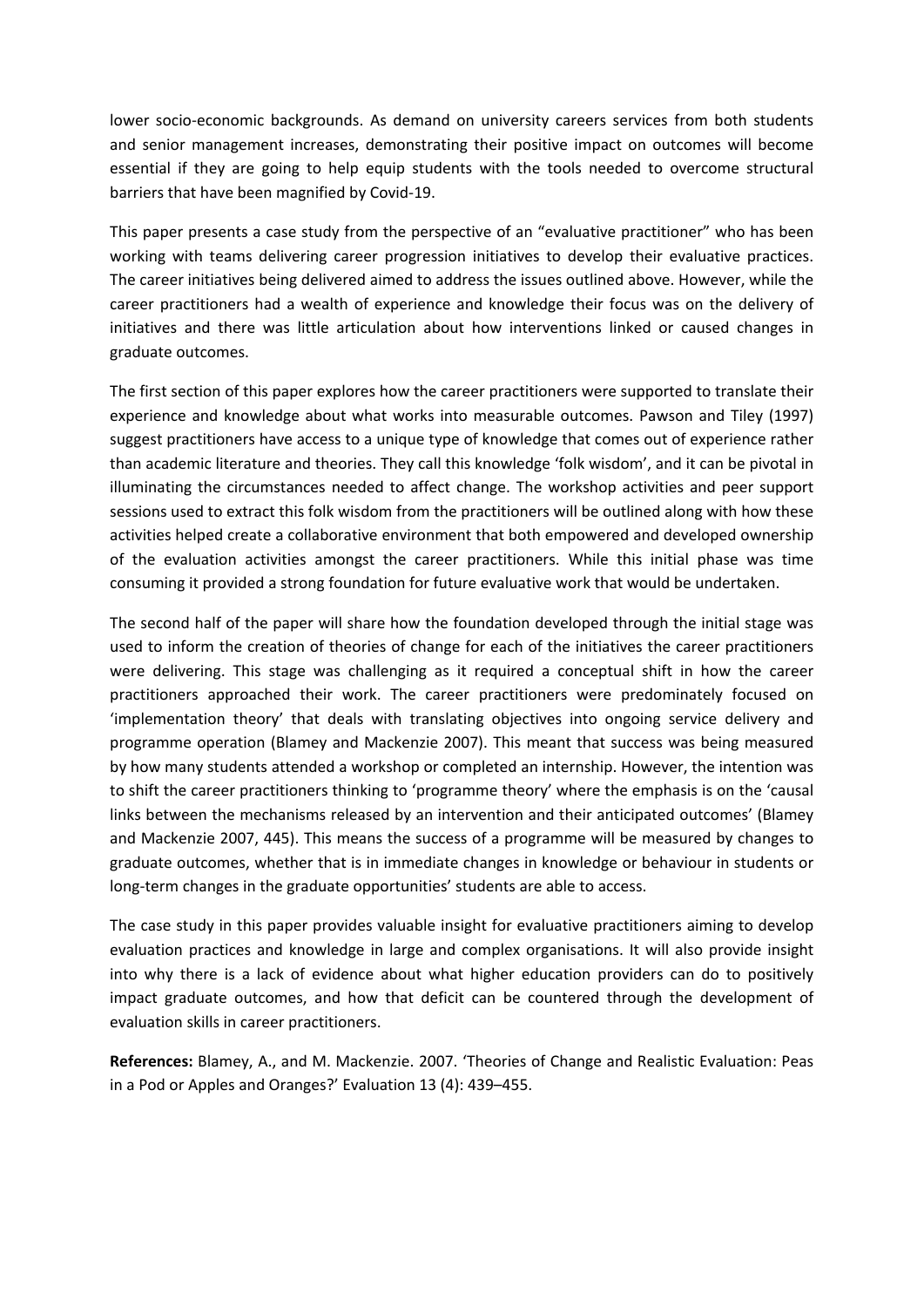lower socio-economic backgrounds. As demand on university careers services from both students and senior management increases, demonstrating their positive impact on outcomes will become essential if they are going to help equip students with the tools needed to overcome structural barriers that have been magnified by Covid-19.

This paper presents a case study from the perspective of an "evaluative practitioner" who has been working with teams delivering career progression initiatives to develop their evaluative practices. The career initiatives being delivered aimed to address the issues outlined above. However, while the career practitioners had a wealth of experience and knowledge their focus was on the delivery of initiatives and there was little articulation about how interventions linked or caused changes in graduate outcomes.

The first section of this paper explores how the career practitioners were supported to translate their experience and knowledge about what works into measurable outcomes. Pawson and Tiley (1997) suggest practitioners have access to a unique type of knowledge that comes out of experience rather than academic literature and theories. They call this knowledge 'folk wisdom', and it can be pivotal in illuminating the circumstances needed to affect change. The workshop activities and peer support sessions used to extract this folk wisdom from the practitioners will be outlined along with how these activities helped create a collaborative environment that both empowered and developed ownership of the evaluation activities amongst the career practitioners. While this initial phase was time consuming it provided a strong foundation for future evaluative work that would be undertaken.

The second half of the paper will share how the foundation developed through the initial stage was used to inform the creation of theories of change for each of the initiatives the career practitioners were delivering. This stage was challenging as it required a conceptual shift in how the career practitioners approached their work. The career practitioners were predominately focused on 'implementation theory' that deals with translating objectives into ongoing service delivery and programme operation (Blamey and Mackenzie 2007). This meant that success was being measured by how many students attended a workshop or completed an internship. However, the intention was to shift the career practitioners thinking to 'programme theory' where the emphasis is on the 'causal links between the mechanisms released by an intervention and their anticipated outcomes' (Blamey and Mackenzie 2007, 445). This means the success of a programme will be measured by changes to graduate outcomes, whether that is in immediate changes in knowledge or behaviour in students or long-term changes in the graduate opportunities' students are able to access.

The case study in this paper provides valuable insight for evaluative practitioners aiming to develop evaluation practices and knowledge in large and complex organisations. It will also provide insight into why there is a lack of evidence about what higher education providers can do to positively impact graduate outcomes, and how that deficit can be countered through the development of evaluation skills in career practitioners.

**References:** Blamey, A., and M. Mackenzie. 2007. 'Theories of Change and Realistic Evaluation: Peas in a Pod or Apples and Oranges?' Evaluation 13 (4): 439–455.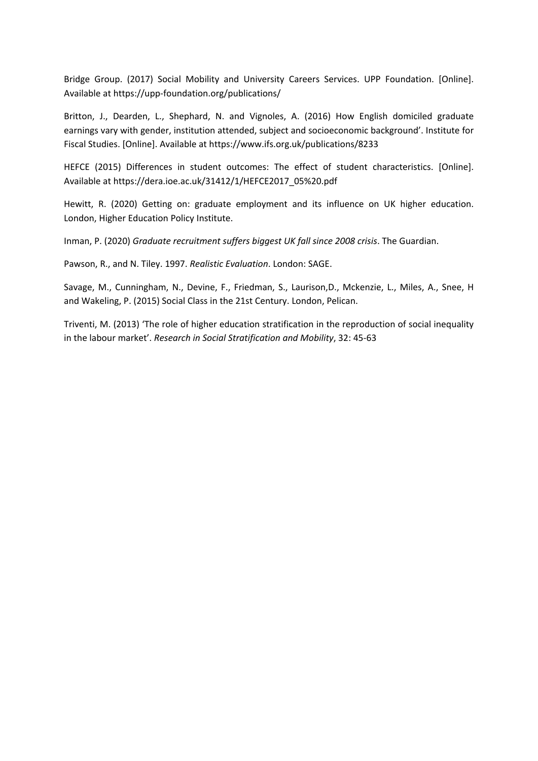Bridge Group. (2017) Social Mobility and University Careers Services. UPP Foundation. [Online]. Available at https://upp-foundation.org/publications/

Britton, J., Dearden, L., Shephard, N. and Vignoles, A. (2016) How English domiciled graduate earnings vary with gender, institution attended, subject and socioeconomic background'. Institute for Fiscal Studies. [Online]. Available at https://www.ifs.org.uk/publications/8233

HEFCE (2015) Differences in student outcomes: The effect of student characteristics. [Online]. Available at https://dera.ioe.ac.uk/31412/1/HEFCE2017_05%20.pdf

Hewitt, R. (2020) Getting on: graduate employment and its influence on UK higher education. London, Higher Education Policy Institute.

Inman, P. (2020) *Graduate recruitment suffers biggest UK fall since 2008 crisis*. The Guardian.

Pawson, R., and N. Tiley. 1997. *Realistic Evaluation*. London: SAGE.

Savage, M., Cunningham, N., Devine, F., Friedman, S., Laurison,D., Mckenzie, L., Miles, A., Snee, H and Wakeling, P. (2015) Social Class in the 21st Century. London, Pelican.

Triventi, M. (2013) 'The role of higher education stratification in the reproduction of social inequality in the labour market'. *Research in Social Stratification and Mobility*, 32: 45-63